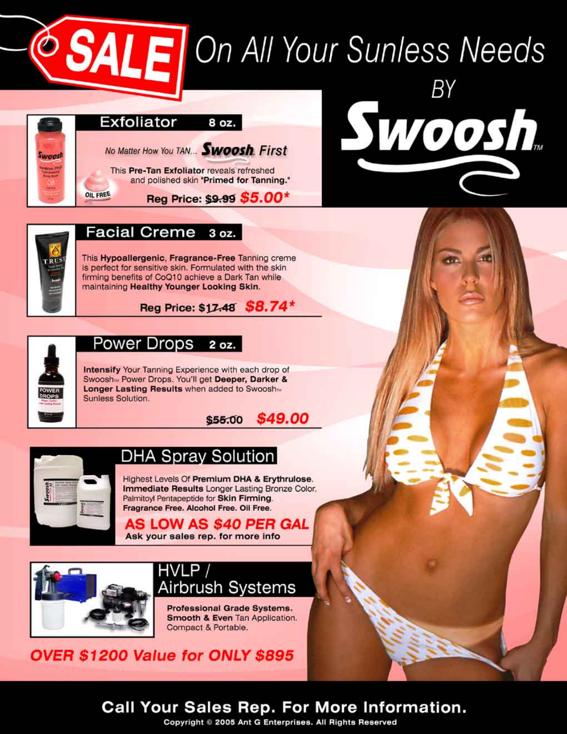# SALE On All Your Sunless Needs BY Swoosh™

## Exfoliator 8 oz.

*No Matter How You TAN...* **Swoosh First**

This **Pre-Tan Exfoliator** reveals refreshed and polished skin **"Primed for Tanning."**

OIL FREE

**Reg Price: ~~$9.99~~ $5.00***

## Facial Creme 3 oz.

This **Hypoallergenic**, **Fragrance-Free** Tanning creme is perfect for sensitive skin. Formulated with the skin firming benefits of CoQ10 achieve a Dark Tan while maintaining **Healthy Younger Looking Skin**.

**Reg Price: ~~$17.48~~ $8.74***

## Power Drops 2 oz.

**Intensify** Your Tanning Experience with each drop of Swoosh™ Power Drops. You'll get **Deeper, Darker & Longer Lasting Results** when added to Swoosh™ Sunless Solution.

**~~$55.00~~ $49.00**

## DHA Spray Solution

Highest Levels Of **Premium DHA & Erythrulose**.
**Immediate Results** Longer Lasting Bronze Color.
Palmitoyl Pentapeptide for **Skin Firming**.
**Fragrance Free. Alcohol Free. Oil Free.**

**AS LOW AS $40 PER GAL**

**Ask your sales rep. for more info**

## HVLP / Airbrush Systems

**Professional Grade Systems.**
**Smooth & Even** Tan Application.
Compact & Portable.

***OVER $1200 Value for ONLY $895***

**Call Your Sales Rep. For More Information.**

Copyright © 2005 Ant G Enterprises. All Rights Reserved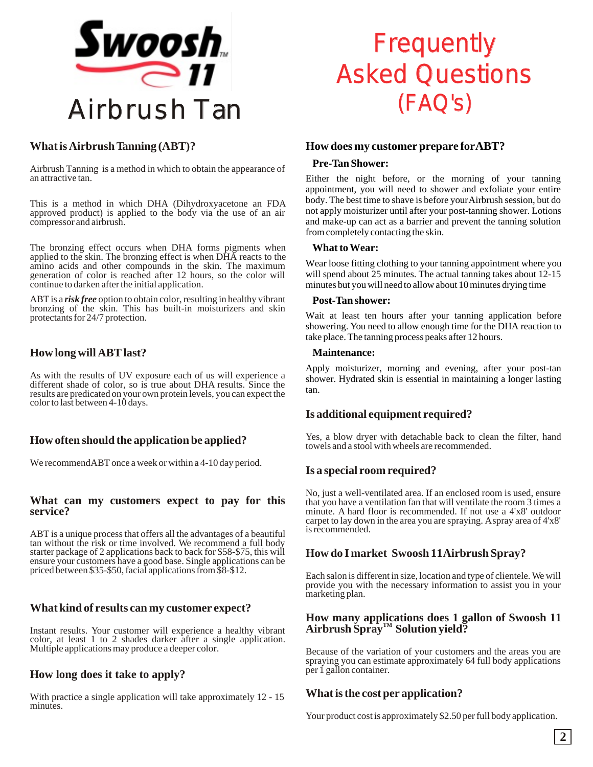# Swoosh™ 11 Airbrush Tan

# Frequently Asked Questions (FAQ's)

### What is Airbrush Tanning (ABT)?

Airbrush Tanning is a method in which to obtain the appearance of an attractive tan.

This is a method in which DHA (Dihydroxyacetone an FDA approved product) is applied to the body via the use of an air compressor and airbrush.

The bronzing effect occurs when DHA forms pigments when applied to the skin. The bronzing effect is when DHA reacts to the amino acids and other compounds in the skin. The maximum generation of color is reached after 12 hours, so the color will continue to darken after the initial application.

ABT is a ***risk free*** option to obtain color, resulting in healthy vibrant bronzing of the skin. This has built-in moisturizers and skin protectants for 24/7 protection.

### How long will ABT last?

As with the results of UV exposure each of us will experience a different shade of color, so is true about DHA results. Since the results are predicated on your own protein levels, you can expect the color to last between 4-10 days.

### How often should the application be applied?

We recommend ABT once a week or within a 4-10 day period.

### What can my customers expect to pay for this service?

ABT is a unique process that offers all the advantages of a beautiful tan without the risk or time involved. We recommend a full body starter package of 2 applications back to back for $58-$75, this will ensure your customers have a good base. Single applications can be priced between $35-$50, facial applications from $8-$12.

### What kind of results can my customer expect?

Instant results. Your customer will experience a healthy vibrant color, at least 1 to 2 shades darker after a single application. Multiple applications may produce a deeper color.

### How long does it take to apply?

With practice a single application will take approximately 12 - 15 minutes.

### How does my customer prepare for ABT?

**Pre-Tan Shower:**

Either the night before, or the morning of your tanning appointment, you will need to shower and exfoliate your entire body. The best time to shave is before your Airbrush session, but do not apply moisturizer until after your post-tanning shower. Lotions and make-up can act as a barrier and prevent the tanning solution from completely contacting the skin.

**What to Wear:**

Wear loose fitting clothing to your tanning appointment where you will spend about 25 minutes. The actual tanning takes about 12-15 minutes but you will need to allow about 10 minutes drying time

**Post-Tan shower:**

Wait at least ten hours after your tanning application before showering. You need to allow enough time for the DHA reaction to take place. The tanning process peaks after 12 hours.

**Maintenance:**

Apply moisturizer, morning and evening, after your post-tan shower. Hydrated skin is essential in maintaining a longer lasting tan.

### Is additional equipment required?

Yes, a blow dryer with detachable back to clean the filter, hand towels and a stool with wheels are recommended.

### Is a special room required?

No, just a well-ventilated area. If an enclosed room is used, ensure that you have a ventilation fan that will ventilate the room 3 times a minute. A hard floor is recommended. If not use a 4'x8' outdoor carpet to lay down in the area you are spraying. A spray area of 4'x8' is recommended.

### How do I market Swoosh 11 Airbrush Spray?

Each salon is different in size, location and type of clientele. We will provide you with the necessary information to assist you in your marketing plan.

### How many applications does 1 gallon of Swoosh 11 Airbrush Spray™ Solution yield?

Because of the variation of your customers and the areas you are spraying you can estimate approximately 64 full body applications per 1 gallon container.

### What is the cost per application?

Your product cost is approximately $2.50 per full body application.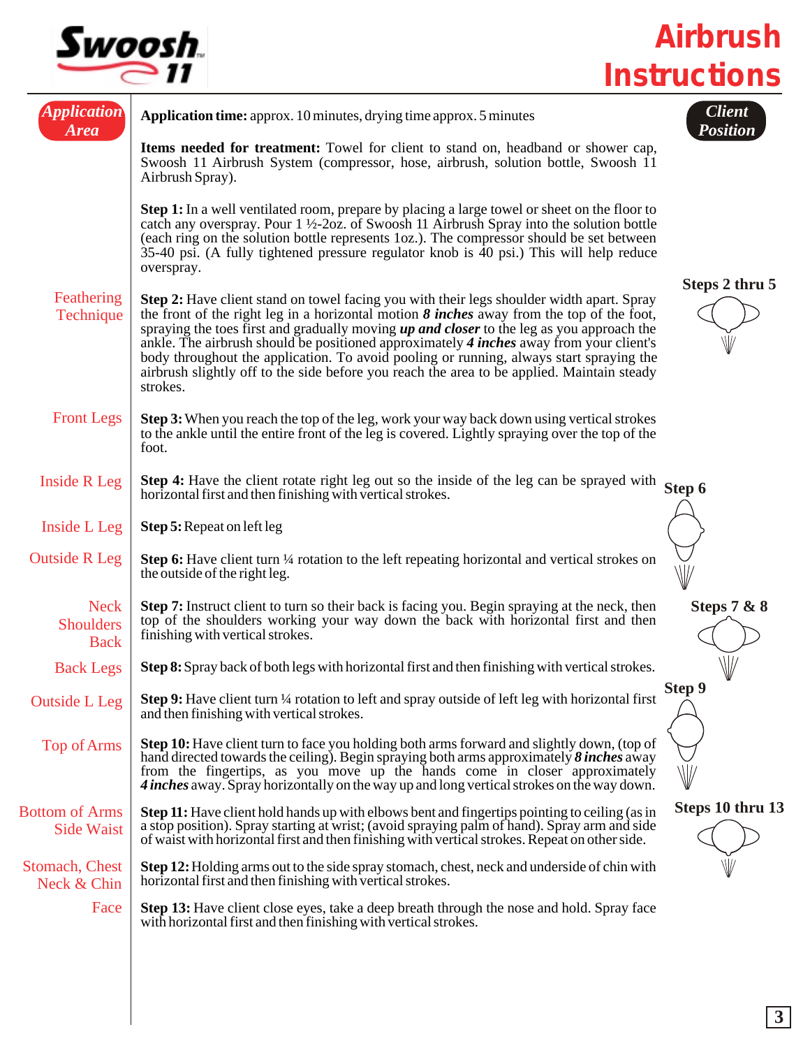# Airbrush Instructions

**Application time:** approx. 10 minutes, drying time approx. 5 minutes

**Items needed for treatment:** Towel for client to stand on, headband or shower cap, Swoosh 11 Airbrush System (compressor, hose, airbrush, solution bottle, Swoosh 11 Airbrush Spray).

| Application Area | Instructions | Client Position |
| --- | --- | --- |
| | **Step 1:** In a well ventilated room, prepare by placing a large towel or sheet on the floor to catch any overspray. Pour 1 ½-2oz. of Swoosh 11 Airbrush Spray into the solution bottle (each ring on the solution bottle represents 1oz.). The compressor should be set between 35-40 psi. (A fully tightened pressure regulator knob is 40 psi.) This will help reduce overspray. | |
| Feathering Technique | **Step 2:** Have client stand on towel facing you with their legs shoulder width apart. Spray the front of the right leg in a horizontal motion ***8 inches*** away from the top of the foot, spraying the toes first and gradually moving ***up and closer*** to the leg as you approach the ankle. The airbrush should be positioned approximately ***4 inches*** away from your client's body throughout the application. To avoid pooling or running, always start spraying the airbrush slightly off to the side before you reach the area to be applied. Maintain steady strokes. | Steps 2 thru 5 |
| Front Legs | **Step 3:** When you reach the top of the leg, work your way back down using vertical strokes to the ankle until the entire front of the leg is covered. Lightly spraying over the top of the foot. | |
| Inside R Leg | **Step 4:** Have the client rotate right leg out so the inside of the leg can be sprayed with horizontal first and then finishing with vertical strokes. | |
| Inside L Leg | **Step 5:** Repeat on left leg | |
| Outside R Leg | **Step 6:** Have client turn ¼ rotation to the left repeating horizontal and vertical strokes on the outside of the right leg. | Step 6 |
| Neck Shoulders Back | **Step 7:** Instruct client to turn so their back is facing you. Begin spraying at the neck, then top of the shoulders working your way down the back with horizontal first and then finishing with vertical strokes. | Steps 7 & 8 |
| Back Legs | **Step 8:** Spray back of both legs with horizontal first and then finishing with vertical strokes. | |
| Outside L Leg | **Step 9:** Have client turn ¼ rotation to left and spray outside of left leg with horizontal first and then finishing with vertical strokes. | Step 9 |
| Top of Arms | **Step 10:** Have client turn to face you holding both arms forward and slightly down, (top of hand directed towards the ceiling). Begin spraying both arms approximately ***8 inches*** away from the fingertips, as you move up the hands come in closer approximately ***4 inches*** away. Spray horizontally on the way up and long vertical strokes on the way down. | Steps 10 thru 13 |
| Bottom of Arms Side Waist | **Step 11:** Have client hold hands up with elbows bent and fingertips pointing to ceiling (as in a stop position). Spray starting at wrist; (avoid spraying palm of hand). Spray arm and side of waist with horizontal first and then finishing with vertical strokes. Repeat on other side. | |
| Stomach, Chest Neck & Chin | **Step 12:** Holding arms out to the side spray stomach, chest, neck and underside of chin with horizontal first and then finishing with vertical strokes. | |
| Face | **Step 13:** Have client close eyes, take a deep breath through the nose and hold. Spray face with horizontal first and then finishing with vertical strokes. | |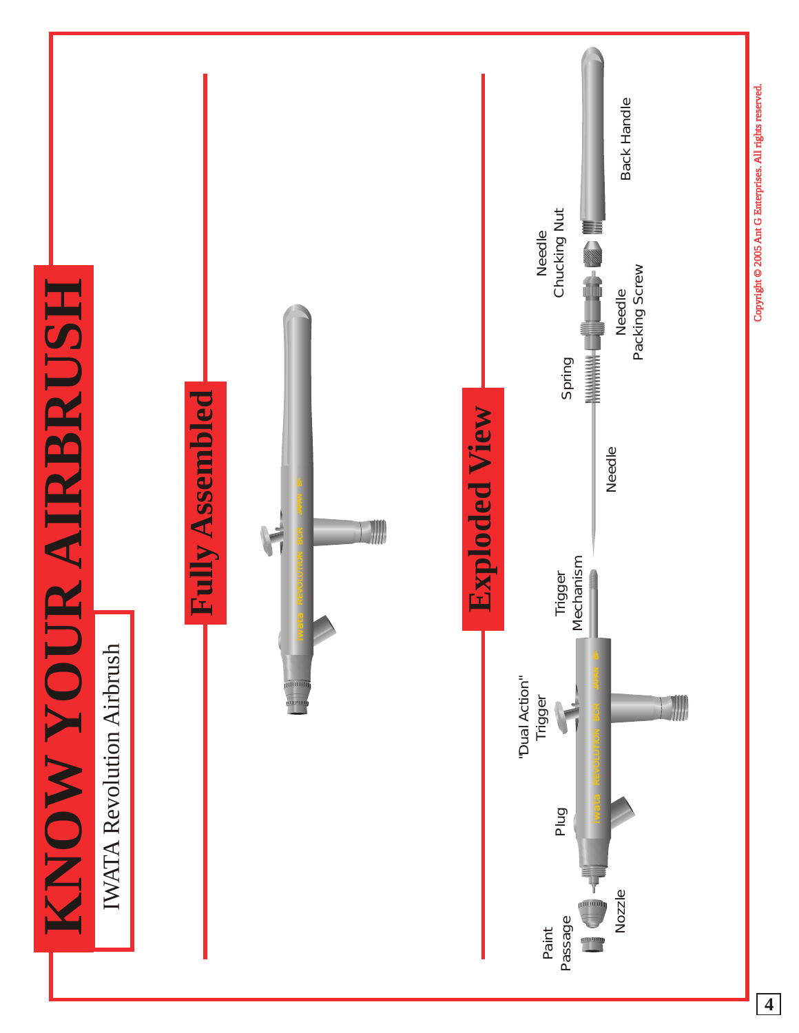# KNOW YOUR AIRBRUSH

IWATA Revolution Airbrush

## Fully Assembled

## Exploded View

Paint Passage

Nozzle

Plug

"Dual Action" Trigger

Trigger Mechanism

Needle

Spring

Needle Packing Screw

Needle Chucking Nut

Back Handle

Copyright © 2005 Ant G Enterprises. All rights reserved.